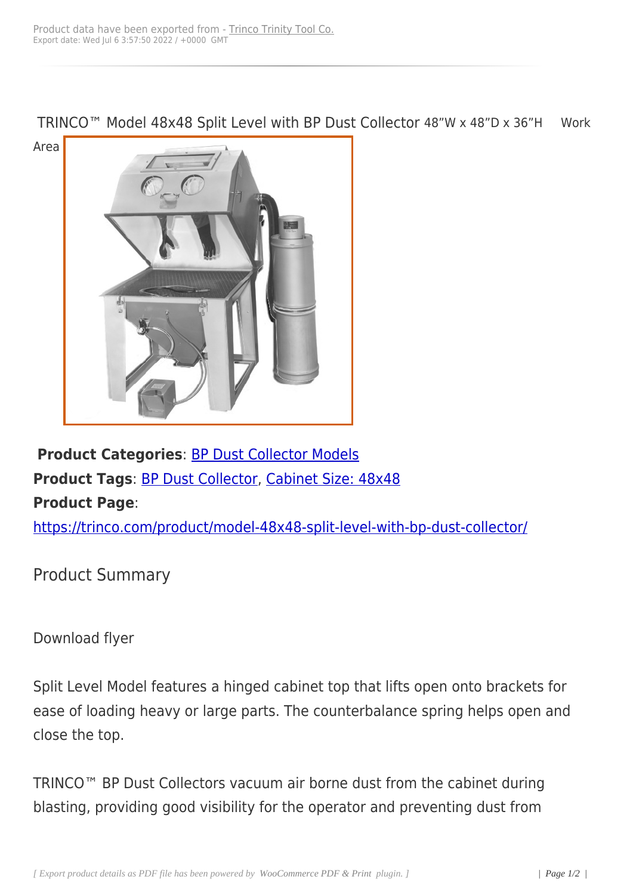TRINCO™ Model 48x48 Split Level with BP Dust Collector 48"W x 48"D x 36"H Work Area

**Product Categories**: BP Dust Collector Models
**Product Tags**: BP Dust Collector, Cabinet Size: 48x48
**Product Page**:
https://trinco.com/product/model-48x48-split-level-with-bp-dust-collector/

## Product Summary

Download flyer

Split Level Model features a hinged cabinet top that lifts open onto brackets for ease of loading heavy or large parts. The counterbalance spring helps open and close the top.

TRINCO™ BP Dust Collectors vacuum air borne dust from the cabinet during blasting, providing good visibility for the operator and preventing dust from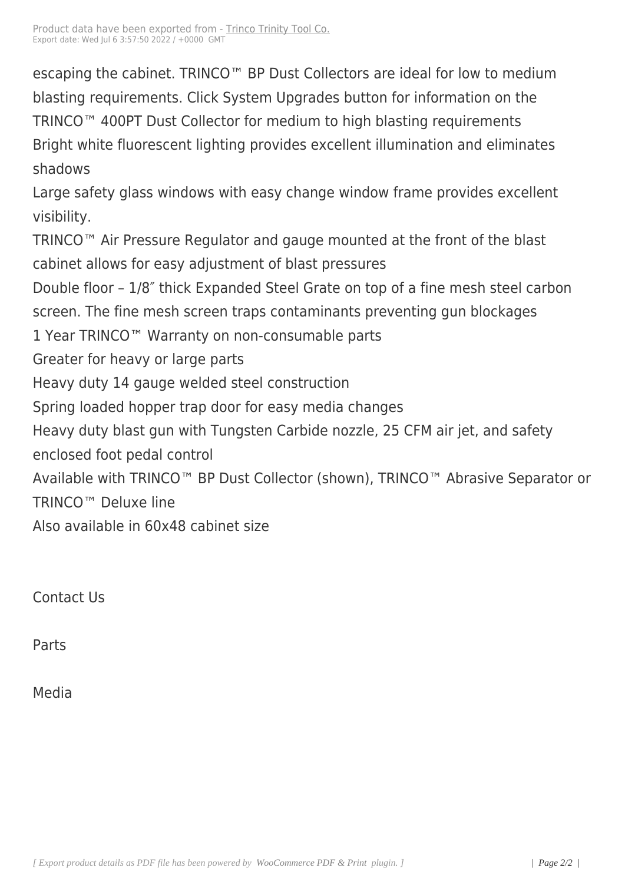escaping the cabinet. TRINCO™ BP Dust Collectors are ideal for low to medium blasting requirements. Click System Upgrades button for information on the TRINCO™ 400PT Dust Collector for medium to high blasting requirements

Bright white fluorescent lighting provides excellent illumination and eliminates shadows

Large safety glass windows with easy change window frame provides excellent visibility.

TRINCO™ Air Pressure Regulator and gauge mounted at the front of the blast cabinet allows for easy adjustment of blast pressures

Double floor – 1/8″ thick Expanded Steel Grate on top of a fine mesh steel carbon screen. The fine mesh screen traps contaminants preventing gun blockages

1 Year TRINCO™ Warranty on non-consumable parts

Greater for heavy or large parts

Heavy duty 14 gauge welded steel construction

Spring loaded hopper trap door for easy media changes

Heavy duty blast gun with Tungsten Carbide nozzle, 25 CFM air jet, and safety enclosed foot pedal control

Available with TRINCO™ BP Dust Collector (shown), TRINCO™ Abrasive Separator or TRINCO™ Deluxe line

Also available in 60x48 cabinet size

Contact Us

Parts

Media